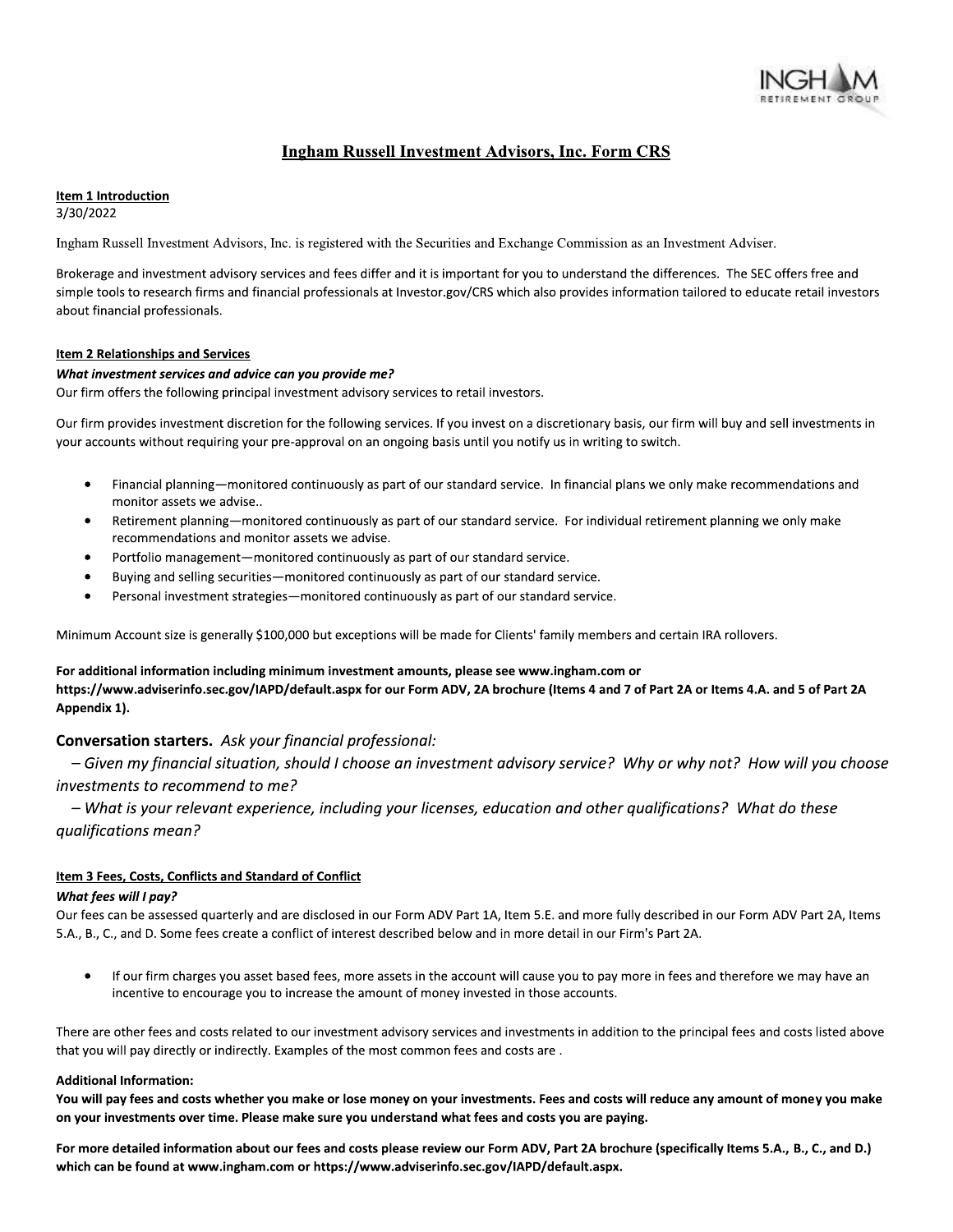# Ingham Russell Investment Advisors, Inc. Form CRS

**Item 1 Introduction**

3/30/2022

Ingham Russell Investment Advisors, Inc. is registered with the Securities and Exchange Commission as an Investment Adviser.

Brokerage and investment advisory services and fees differ and it is important for you to understand the differences. The SEC offers free and simple tools to research firms and financial professionals at Investor.gov/CRS which also provides information tailored to educate retail investors about financial professionals.

**Item 2 Relationships and Services**

***What investment services and advice can you provide me?***

Our firm offers the following principal investment advisory services to retail investors.

Our firm provides investment discretion for the following services. If you invest on a discretionary basis, our firm will buy and sell investments in your accounts without requiring your pre-approval on an ongoing basis until you notify us in writing to switch.

- Financial planning—monitored continuously as part of our standard service. In financial plans we only make recommendations and monitor assets we advise..
- Retirement planning—monitored continuously as part of our standard service. For individual retirement planning we only make recommendations and monitor assets we advise.
- Portfolio management—monitored continuously as part of our standard service.
- Buying and selling securities—monitored continuously as part of our standard service.
- Personal investment strategies—monitored continuously as part of our standard service.

Minimum Account size is generally $100,000 but exceptions will be made for Clients' family members and certain IRA rollovers.

**For additional information including minimum investment amounts, please see www.ingham.com or https://www.adviserinfo.sec.gov/IAPD/default.aspx for our Form ADV, 2A brochure (Items 4 and 7 of Part 2A or Items 4.A. and 5 of Part 2A Appendix 1).**

**Conversation starters.** *Ask your financial professional:*

*– Given my financial situation, should I choose an investment advisory service? Why or why not? How will you choose investments to recommend to me?*

*– What is your relevant experience, including your licenses, education and other qualifications? What do these qualifications mean?*

**Item 3 Fees, Costs, Conflicts and Standard of Conflict**

***What fees will I pay?***

Our fees can be assessed quarterly and are disclosed in our Form ADV Part 1A, Item 5.E. and more fully described in our Form ADV Part 2A, Items 5.A., B., C., and D. Some fees create a conflict of interest described below and in more detail in our Firm's Part 2A.

- If our firm charges you asset based fees, more assets in the account will cause you to pay more in fees and therefore we may have an incentive to encourage you to increase the amount of money invested in those accounts.

There are other fees and costs related to our investment advisory services and investments in addition to the principal fees and costs listed above that you will pay directly or indirectly. Examples of the most common fees and costs are .

**Additional Information:**

**You will pay fees and costs whether you make or lose money on your investments. Fees and costs will reduce any amount of money you make on your investments over time. Please make sure you understand what fees and costs you are paying.**

**For more detailed information about our fees and costs please review our Form ADV, Part 2A brochure (specifically Items 5.A., B., C., and D.) which can be found at www.ingham.com or https://www.adviserinfo.sec.gov/IAPD/default.aspx.**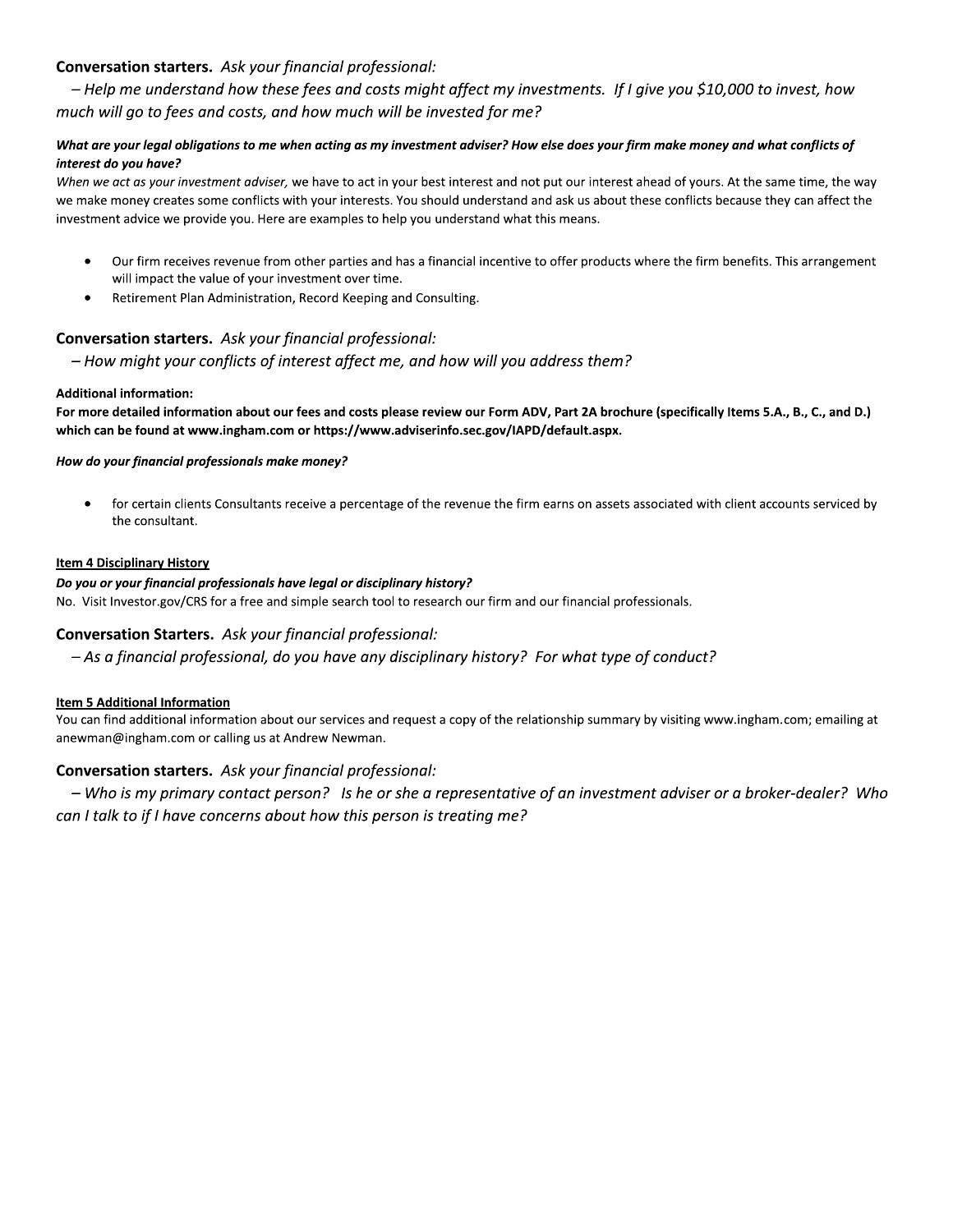**Conversation starters.** *Ask your financial professional:*

*– Help me understand how these fees and costs might affect my investments. If I give you $10,000 to invest, how much will go to fees and costs, and how much will be invested for me?*

***What are your legal obligations to me when acting as my investment adviser? How else does your firm make money and what conflicts of interest do you have?***

*When we act as your investment adviser,* we have to act in your best interest and not put our interest ahead of yours. At the same time, the way we make money creates some conflicts with your interests. You should understand and ask us about these conflicts because they can affect the investment advice we provide you. Here are examples to help you understand what this means.

- Our firm receives revenue from other parties and has a financial incentive to offer products where the firm benefits. This arrangement will impact the value of your investment over time.
- Retirement Plan Administration, Record Keeping and Consulting.

**Conversation starters.** *Ask your financial professional:*

*– How might your conflicts of interest affect me, and how will you address them?*

**Additional information:**

**For more detailed information about our fees and costs please review our Form ADV, Part 2A brochure (specifically Items 5.A., B., C., and D.) which can be found at www.ingham.com or https://www.adviserinfo.sec.gov/IAPD/default.aspx.**

***How do your financial professionals make money?***

- for certain clients Consultants receive a percentage of the revenue the firm earns on assets associated with client accounts serviced by the consultant.

**Item 4 Disciplinary History**

***Do you or your financial professionals have legal or disciplinary history?***

No. Visit Investor.gov/CRS for a free and simple search tool to research our firm and our financial professionals.

**Conversation Starters.** *Ask your financial professional:*

*– As a financial professional, do you have any disciplinary history? For what type of conduct?*

**Item 5 Additional Information**

You can find additional information about our services and request a copy of the relationship summary by visiting www.ingham.com; emailing at anewman@ingham.com or calling us at Andrew Newman.

**Conversation starters.** *Ask your financial professional:*

*– Who is my primary contact person? Is he or she a representative of an investment adviser or a broker-dealer? Who can I talk to if I have concerns about how this person is treating me?*